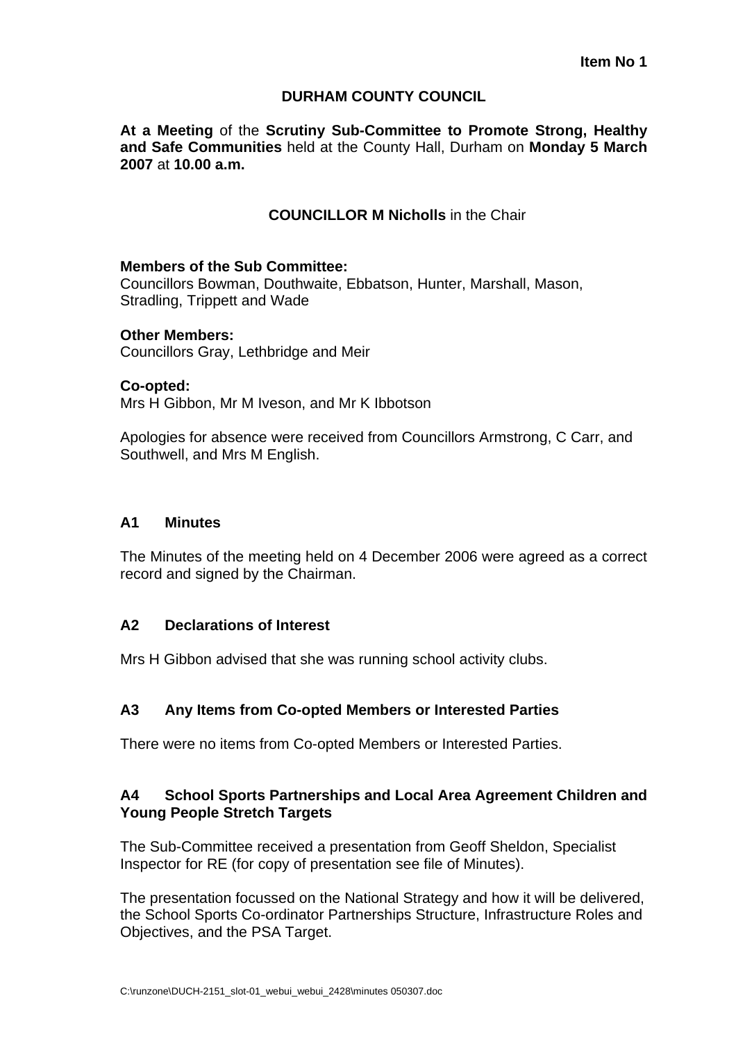**Item No 1**

**DURHAM COUNTY COUNCIL**

**At a Meeting** of the **Scrutiny Sub-Committee to Promote Strong, Healthy and Safe Communities** held at the County Hall, Durham on **Monday 5 March 2007** at **10.00 a.m.**

**COUNCILLOR M Nicholls** in the Chair

**Members of the Sub Committee:**
Councillors Bowman, Douthwaite, Ebbatson, Hunter, Marshall, Mason, Stradling, Trippett and Wade

**Other Members:**
Councillors Gray, Lethbridge and Meir

**Co-opted:**
Mrs H Gibbon, Mr M Iveson, and Mr K Ibbotson

Apologies for absence were received from Councillors Armstrong, C Carr, and Southwell, and Mrs M English.

### A1 Minutes

The Minutes of the meeting held on 4 December 2006 were agreed as a correct record and signed by the Chairman.

### A2 Declarations of Interest

Mrs H Gibbon advised that she was running school activity clubs.

### A3 Any Items from Co-opted Members or Interested Parties

There were no items from Co-opted Members or Interested Parties.

### A4 School Sports Partnerships and Local Area Agreement Children and Young People Stretch Targets

The Sub-Committee received a presentation from Geoff Sheldon, Specialist Inspector for RE (for copy of presentation see file of Minutes).

The presentation focussed on the National Strategy and how it will be delivered, the School Sports Co-ordinator Partnerships Structure, Infrastructure Roles and Objectives, and the PSA Target.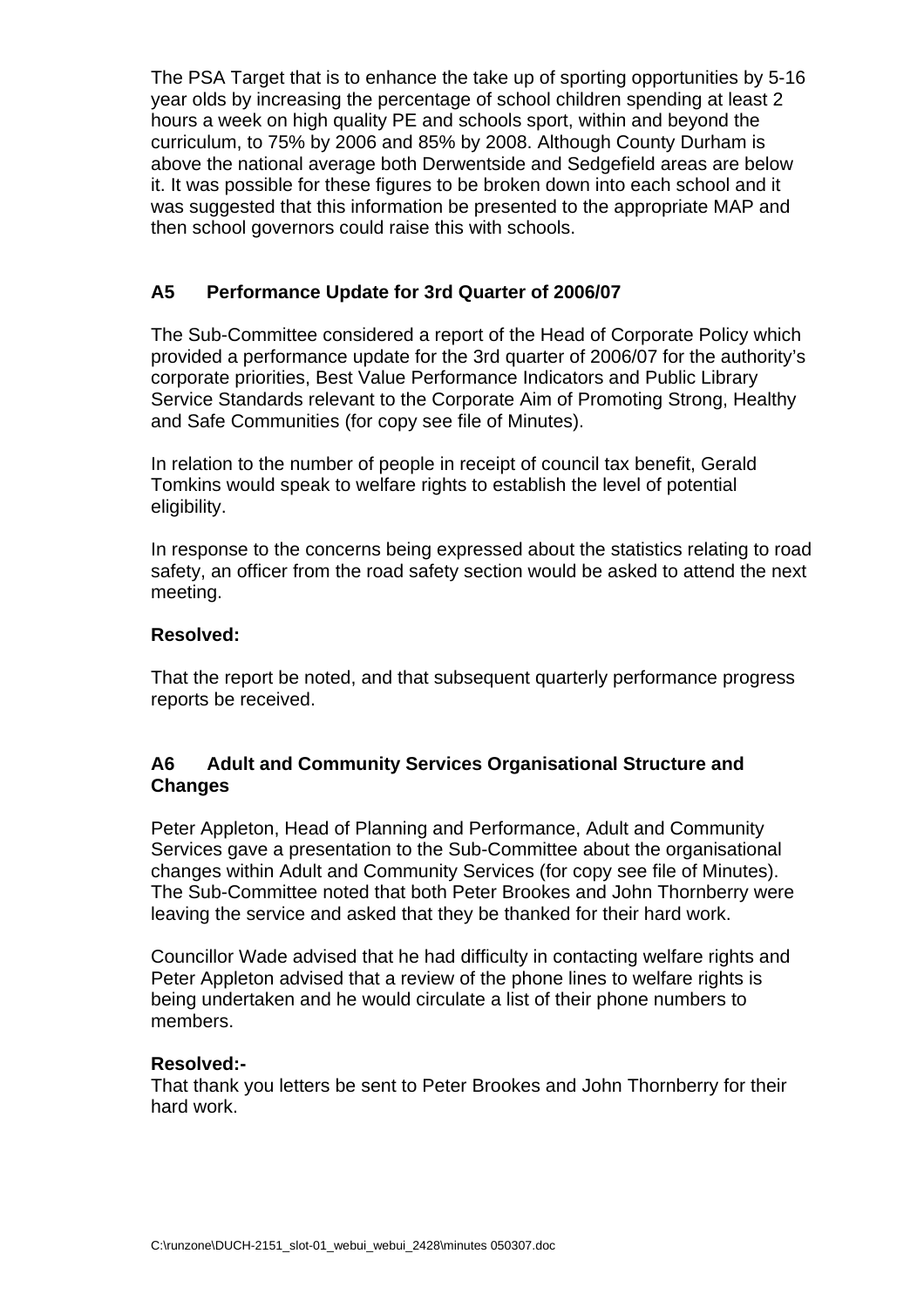The PSA Target that is to enhance the take up of sporting opportunities by 5-16 year olds by increasing the percentage of school children spending at least 2 hours a week on high quality PE and schools sport, within and beyond the curriculum, to 75% by 2006 and 85% by 2008. Although County Durham is above the national average both Derwentside and Sedgefield areas are below it. It was possible for these figures to be broken down into each school and it was suggested that this information be presented to the appropriate MAP and then school governors could raise this with schools.

### A5 Performance Update for 3rd Quarter of 2006/07

The Sub-Committee considered a report of the Head of Corporate Policy which provided a performance update for the 3rd quarter of 2006/07 for the authority's corporate priorities, Best Value Performance Indicators and Public Library Service Standards relevant to the Corporate Aim of Promoting Strong, Healthy and Safe Communities (for copy see file of Minutes).

In relation to the number of people in receipt of council tax benefit, Gerald Tomkins would speak to welfare rights to establish the level of potential eligibility.

In response to the concerns being expressed about the statistics relating to road safety, an officer from the road safety section would be asked to attend the next meeting.

**Resolved:**

That the report be noted, and that subsequent quarterly performance progress reports be received.

### A6 Adult and Community Services Organisational Structure and Changes

Peter Appleton, Head of Planning and Performance, Adult and Community Services gave a presentation to the Sub-Committee about the organisational changes within Adult and Community Services (for copy see file of Minutes). The Sub-Committee noted that both Peter Brookes and John Thornberry were leaving the service and asked that they be thanked for their hard work.

Councillor Wade advised that he had difficulty in contacting welfare rights and Peter Appleton advised that a review of the phone lines to welfare rights is being undertaken and he would circulate a list of their phone numbers to members.

**Resolved:-**
That thank you letters be sent to Peter Brookes and John Thornberry for their hard work.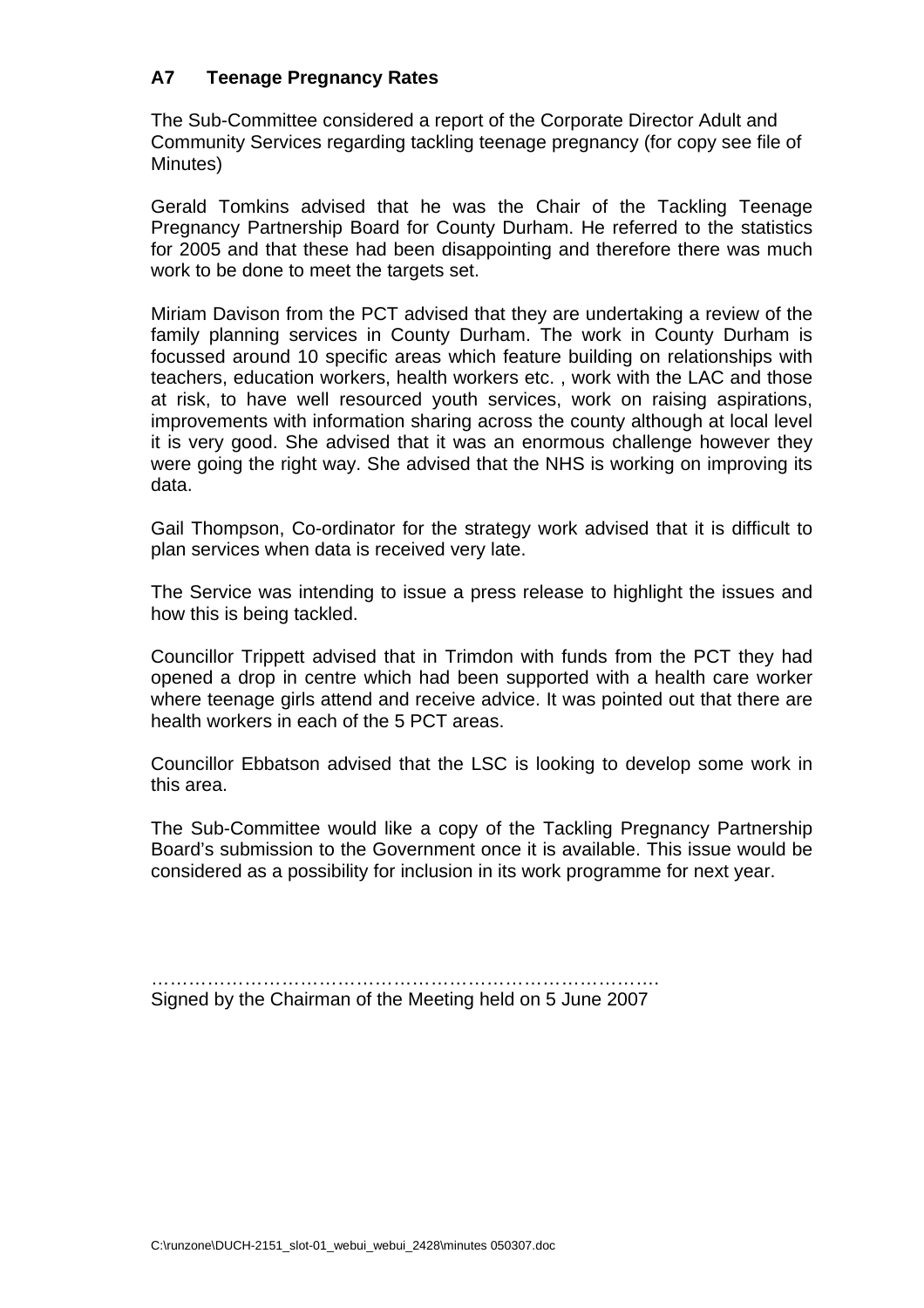### A7 Teenage Pregnancy Rates

The Sub-Committee considered a report of the Corporate Director Adult and Community Services regarding tackling teenage pregnancy (for copy see file of Minutes)

Gerald Tomkins advised that he was the Chair of the Tackling Teenage Pregnancy Partnership Board for County Durham. He referred to the statistics for 2005 and that these had been disappointing and therefore there was much work to be done to meet the targets set.

Miriam Davison from the PCT advised that they are undertaking a review of the family planning services in County Durham. The work in County Durham is focussed around 10 specific areas which feature building on relationships with teachers, education workers, health workers etc. , work with the LAC and those at risk, to have well resourced youth services, work on raising aspirations, improvements with information sharing across the county although at local level it is very good. She advised that it was an enormous challenge however they were going the right way. She advised that the NHS is working on improving its data.

Gail Thompson, Co-ordinator for the strategy work advised that it is difficult to plan services when data is received very late.

The Service was intending to issue a press release to highlight the issues and how this is being tackled.

Councillor Trippett advised that in Trimdon with funds from the PCT they had opened a drop in centre which had been supported with a health care worker where teenage girls attend and receive advice. It was pointed out that there are health workers in each of the 5 PCT areas.

Councillor Ebbatson advised that the LSC is looking to develop some work in this area.

The Sub-Committee would like a copy of the Tackling Pregnancy Partnership Board's submission to the Government once it is available. This issue would be considered as a possibility for inclusion in its work programme for next year.

…………………………………………………………………….
Signed by the Chairman of the Meeting held on 5 June 2007

C:\runzone\DUCH-2151_slot-01_webui_webui_2428\minutes 050307.doc